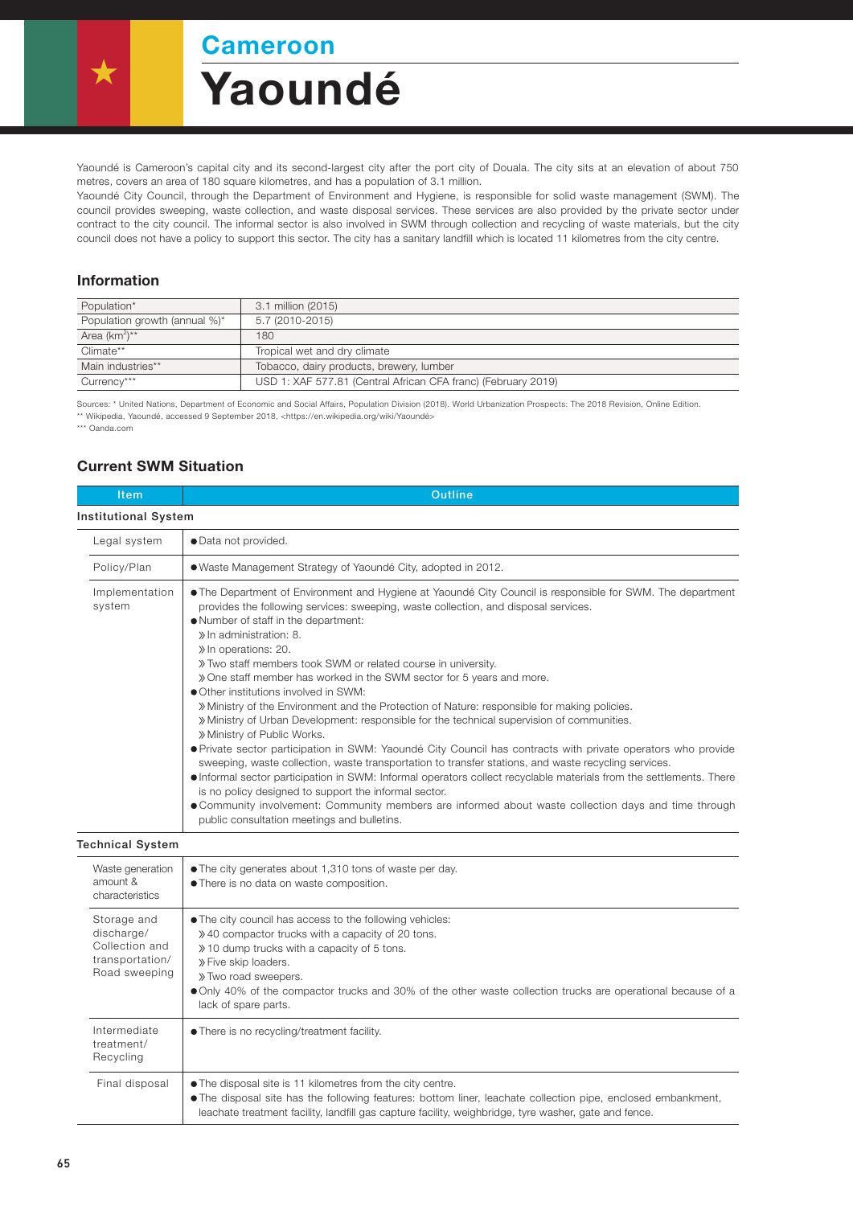# Cameroon

# Yaoundé

Yaoundé is Cameroon's capital city and its second-largest city after the port city of Douala. The city sits at an elevation of about 750 metres, covers an area of 180 square kilometres, and has a population of 3.1 million.

Yaoundé City Council, through the Department of Environment and Hygiene, is responsible for solid waste management (SWM). The council provides sweeping, waste collection, and waste disposal services. These services are also provided by the private sector under contract to the city council. The informal sector is also involved in SWM through collection and recycling of waste materials, but the city council does not have a policy to support this sector. The city has a sanitary landfill which is located 11 kilometres from the city centre.

## Information

| | |
|---|---|
| Population* | 3.1 million (2015) |
| Population growth (annual %)* | 5.7 (2010-2015) |
| Area ($km^2$)** | 180 |
| Climate** | Tropical wet and dry climate |
| Main industries** | Tobacco, dairy products, brewery, lumber |
| Currency*** | USD 1: XAF 577.81 (Central African CFA franc) (February 2019) |

Sources: * United Nations, Department of Economic and Social Affairs, Population Division (2018). World Urbanization Prospects: The 2018 Revision, Online Edition.
** Wikipedia, Yaoundé, accessed 9 September 2018, <https://en.wikipedia.org/wiki/Yaoundé>
*** Oanda.com

## Current SWM Situation

| Item | Outline |
|---|---|
| **Institutional System** | |
| Legal system | ● Data not provided. |
| Policy/Plan | ● Waste Management Strategy of Yaoundé City, adopted in 2012. |
| Implementation system | ● The Department of Environment and Hygiene at Yaoundé City Council is responsible for SWM. The department provides the following services: sweeping, waste collection, and disposal services.<br>● Number of staff in the department:<br>» In administration: 8.<br>» In operations: 20.<br>» Two staff members took SWM or related course in university.<br>» One staff member has worked in the SWM sector for 5 years and more.<br>● Other institutions involved in SWM:<br>» Ministry of the Environment and the Protection of Nature: responsible for making policies.<br>» Ministry of Urban Development: responsible for the technical supervision of communities.<br>» Ministry of Public Works.<br>● Private sector participation in SWM: Yaoundé City Council has contracts with private operators who provide sweeping, waste collection, waste transportation to transfer stations, and waste recycling services.<br>● Informal sector participation in SWM: Informal operators collect recyclable materials from the settlements. There is no policy designed to support the informal sector.<br>● Community involvement: Community members are informed about waste collection days and time through public consultation meetings and bulletins. |
| **Technical System** | |
| Waste generation amount & characteristics | ● The city generates about 1,310 tons of waste per day.<br>● There is no data on waste composition. |
| Storage and discharge/ Collection and transportation/ Road sweeping | ● The city council has access to the following vehicles:<br>» 40 compactor trucks with a capacity of 20 tons.<br>» 10 dump trucks with a capacity of 5 tons.<br>» Five skip loaders.<br>» Two road sweepers.<br>● Only 40% of the compactor trucks and 30% of the other waste collection trucks are operational because of a lack of spare parts. |
| Intermediate treatment/ Recycling | ● There is no recycling/treatment facility. |
| Final disposal | ● The disposal site is 11 kilometres from the city centre.<br>● The disposal site has the following features: bottom liner, leachate collection pipe, enclosed embankment, leachate treatment facility, landfill gas capture facility, weighbridge, tyre washer, gate and fence. |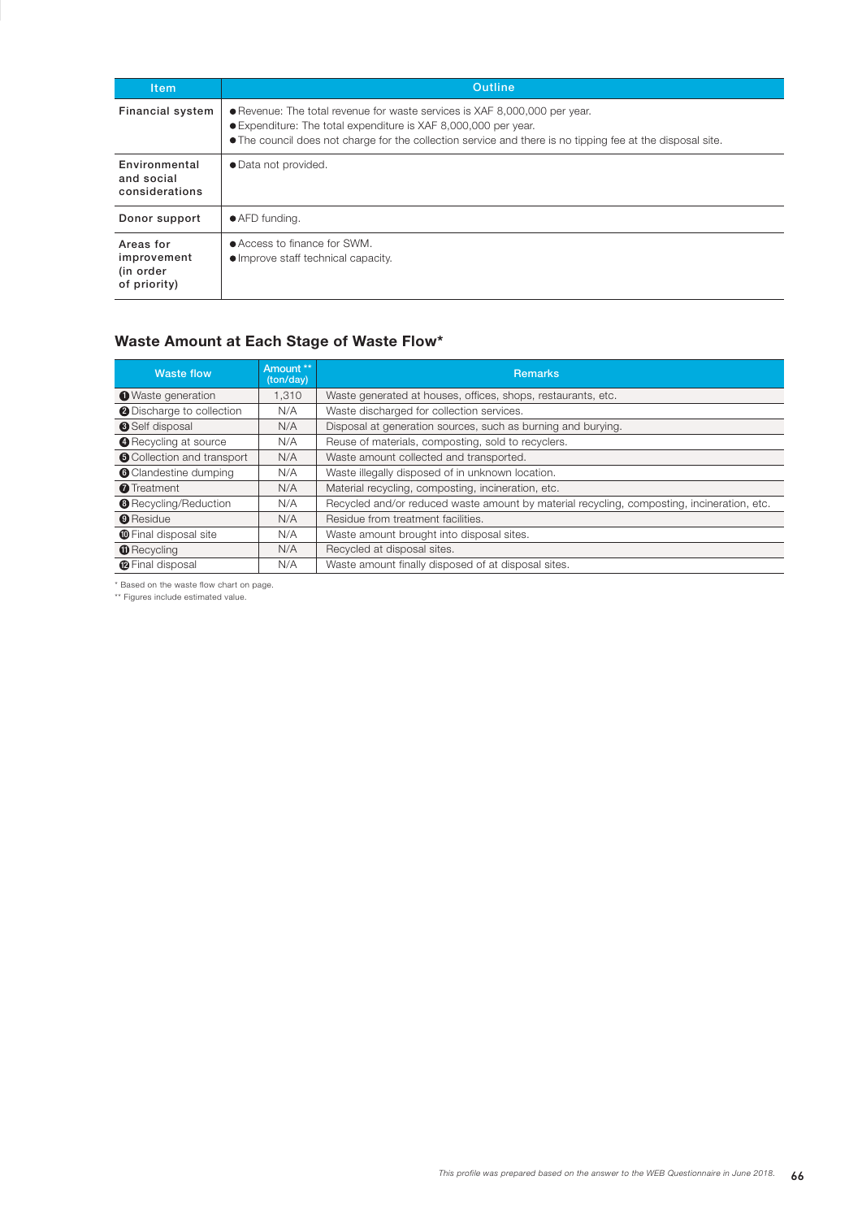| Item | Outline |
|---|---|
| Financial system | ● Revenue: The total revenue for waste services is XAF 8,000,000 per year.<br>● Expenditure: The total expenditure is XAF 8,000,000 per year.<br>● The council does not charge for the collection service and there is no tipping fee at the disposal site. |
| Environmental and social considerations | ● Data not provided. |
| Donor support | ● AFD funding. |
| Areas for improvement (in order of priority) | ● Access to finance for SWM.<br>● Improve staff technical capacity. |

## Waste Amount at Each Stage of Waste Flow*

| Waste flow | Amount ** (ton/day) | Remarks |
|---|---|---|
| ❶ Waste generation | 1,310 | Waste generated at houses, offices, shops, restaurants, etc. |
| ❷ Discharge to collection | N/A | Waste discharged for collection services. |
| ❸ Self disposal | N/A | Disposal at generation sources, such as burning and burying. |
| ❹ Recycling at source | N/A | Reuse of materials, composting, sold to recyclers. |
| ❺ Collection and transport | N/A | Waste amount collected and transported. |
| ❻ Clandestine dumping | N/A | Waste illegally disposed of in unknown location. |
| ❼ Treatment | N/A | Material recycling, composting, incineration, etc. |
| ❽ Recycling/Reduction | N/A | Recycled and/or reduced waste amount by material recycling, composting, incineration, etc. |
| ❾ Residue | N/A | Residue from treatment facilities. |
| ❿ Final disposal site | N/A | Waste amount brought into disposal sites. |
| ⓫ Recycling | N/A | Recycled at disposal sites. |
| ⓬ Final disposal | N/A | Waste amount finally disposed of at disposal sites. |

\* Based on the waste flow chart on page.

\*\* Figures include estimated value.

*This profile was prepared based on the answer to the WEB Questionnaire in June 2018.*